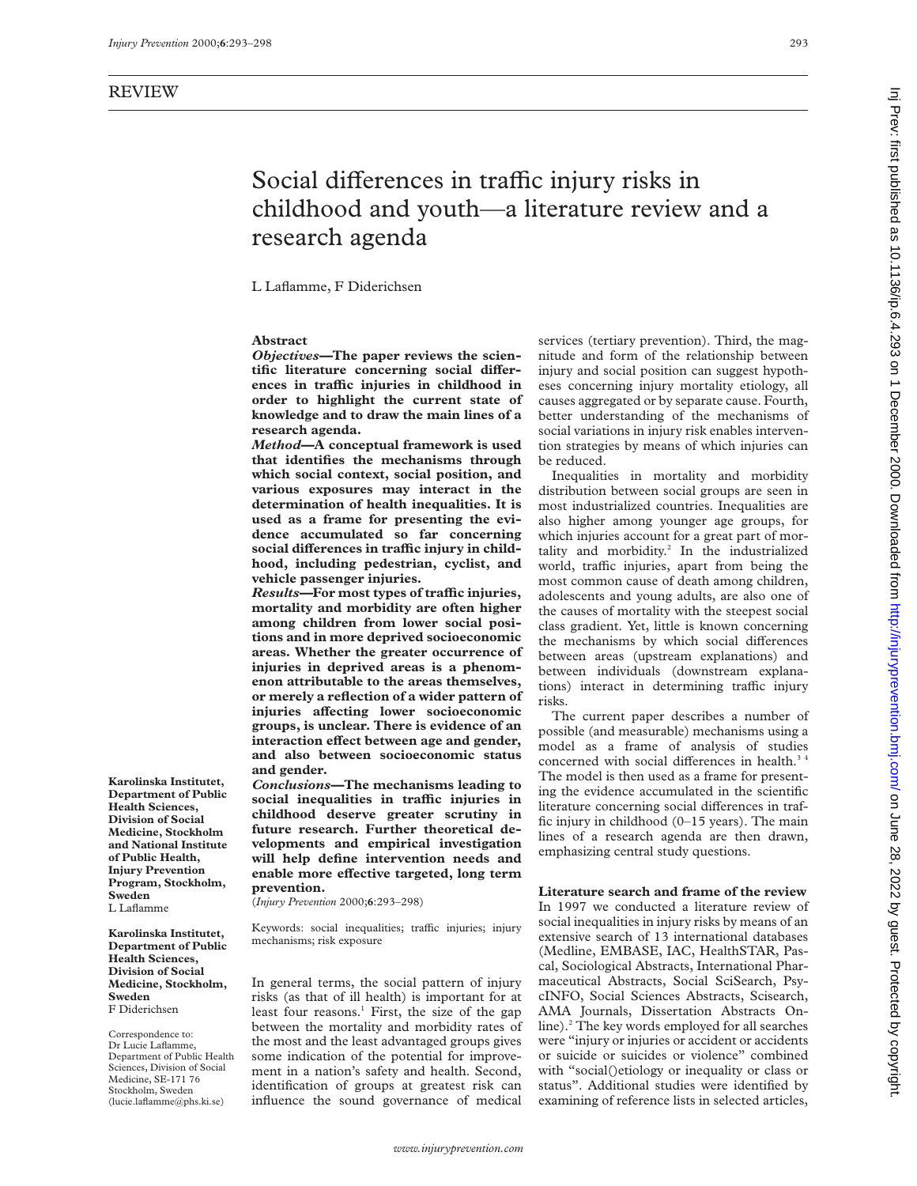REVIEW

# Social differences in traffic injury risks in childhood and youth—a literature review and a research agenda

L Laflamme, F Diderichsen

## Abstract

***Objectives*—The paper reviews the scientific literature concerning social differences in traffic injuries in childhood in order to highlight the current state of knowledge and to draw the main lines of a research agenda.**

***Method*—A conceptual framework is used that identifies the mechanisms through which social context, social position, and various exposures may interact in the determination of health inequalities. It is used as a frame for presenting the evidence accumulated so far concerning social differences in traffic injury in childhood, including pedestrian, cyclist, and vehicle passenger injuries.**

***Results*—For most types of traffic injuries, mortality and morbidity are often higher among children from lower social positions and in more deprived socioeconomic areas. Whether the greater occurrence of injuries in deprived areas is a phenomenon attributable to the areas themselves, or merely a reflection of a wider pattern of injuries affecting lower socioeconomic groups, is unclear. There is evidence of an interaction effect between age and gender, and also between socioeconomic status and gender.**

***Conclusions*—The mechanisms leading to social inequalities in traffic injuries in childhood deserve greater scrutiny in future research. Further theoretical developments and empirical investigation will help define intervention needs and enable more effective targeted, long term prevention.**

(*Injury Prevention* 2000;**6**:293–298)

Keywords: social inequalities; traffic injuries; injury mechanisms; risk exposure

**Karolinska Institutet, Department of Public Health Sciences, Division of Social Medicine, Stockholm and National Institute of Public Health, Injury Prevention Program, Stockholm, Sweden**
L Laflamme

**Karolinska Institutet, Department of Public Health Sciences, Division of Social Medicine, Stockholm, Sweden**
F Diderichsen

Correspondence to: Dr Lucie Laflamme, Department of Public Health Sciences, Division of Social Medicine, SE-171 76 Stockholm, Sweden (lucie.laflamme@phs.ki.se)

In general terms, the social pattern of injury risks (as that of ill health) is important for at least four reasons.[1] First, the size of the gap between the mortality and morbidity rates of the most and the least advantaged groups gives some indication of the potential for improvement in a nation's safety and health. Second, identification of groups at greatest risk can influence the sound governance of medical services (tertiary prevention). Third, the magnitude and form of the relationship between injury and social position can suggest hypotheses concerning injury mortality etiology, all causes aggregated or by separate cause. Fourth, better understanding of the mechanisms of social variations in injury risk enables intervention strategies by means of which injuries can be reduced.

Inequalities in mortality and morbidity distribution between social groups are seen in most industrialized countries. Inequalities are also higher among younger age groups, for which injuries account for a great part of mortality and morbidity.[2] In the industrialized world, traffic injuries, apart from being the most common cause of death among children, adolescents and young adults, are also one of the causes of mortality with the steepest social class gradient. Yet, little is known concerning the mechanisms by which social differences between areas (upstream explanations) and between individuals (downstream explanations) interact in determining traffic injury risks.

The current paper describes a number of possible (and measurable) mechanisms using a model as a frame of analysis of studies concerned with social differences in health.[3,4] The model is then used as a frame for presenting the evidence accumulated in the scientific literature concerning social differences in traffic injury in childhood (0–15 years). The main lines of a research agenda are then drawn, emphasizing central study questions.

## Literature search and frame of the review

In 1997 we conducted a literature review of social inequalities in injury risks by means of an extensive search of 13 international databases (Medline, EMBASE, IAC, HealthSTAR, Pascal, Sociological Abstracts, International Pharmaceutical Abstracts, Social SciSearch, PsycINFO, Social Sciences Abstracts, Scisearch, AMA Journals, Dissertation Abstracts Online).[2] The key words employed for all searches were "injury or injuries or accident or accidents or suicide or suicides or violence" combined with "social()etiology or inequality or class or status". Additional studies were identified by examining of reference lists in selected articles,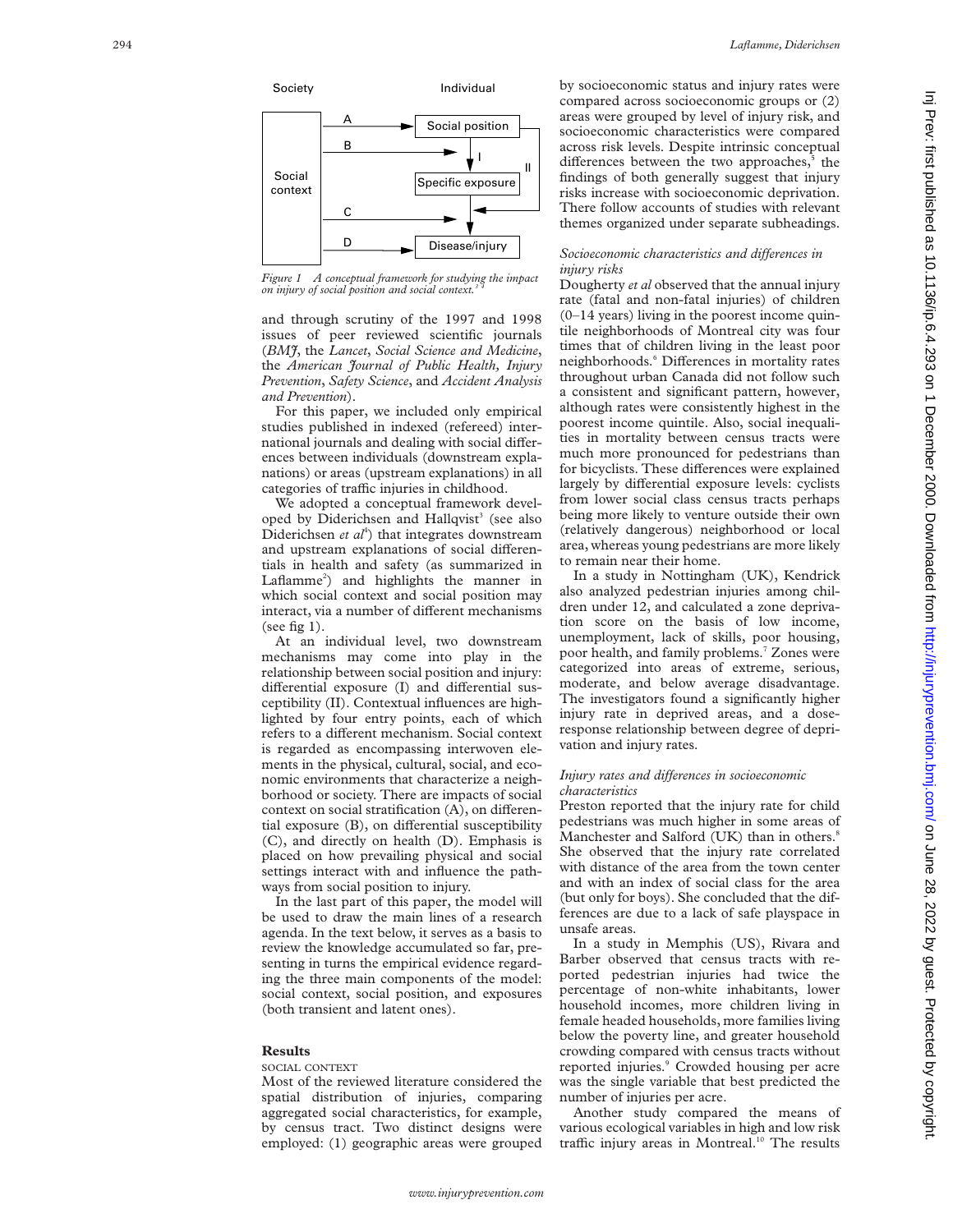Society Individual

Social context → A → Social position; B → (I) Specific exposure; C → Disease/injury; D → Disease/injury; II

*Figure 1 A conceptual framework for studying the impact on injury of social position and social context.*[3 4]

and through scrutiny of the 1997 and 1998 issues of peer reviewed scientific journals (*BMJ*, the *Lancet*, *Social Science and Medicine*, the *American Journal of Public Health, Injury Prevention*, *Safety Science*, and *Accident Analysis and Prevention*).

For this paper, we included only empirical studies published in indexed (refereed) international journals and dealing with social differences between individuals (downstream explanations) or areas (upstream explanations) in all categories of traffic injuries in childhood.

We adopted a conceptual framework developed by Diderichsen and Hallqvist[3] (see also Diderichsen *et al*[4]) that integrates downstream and upstream explanations of social differentials in health and safety (as summarized in Laflamme[2]) and highlights the manner in which social context and social position may interact, via a number of different mechanisms (see fig 1).

At an individual level, two downstream mechanisms may come into play in the relationship between social position and injury: differential exposure (I) and differential susceptibility (II). Contextual influences are highlighted by four entry points, each of which refers to a different mechanism. Social context is regarded as encompassing interwoven elements in the physical, cultural, social, and economic environments that characterize a neighborhood or society. There are impacts of social context on social stratification (A), on differential exposure (B), on differential susceptibility (C), and directly on health (D). Emphasis is placed on how prevailing physical and social settings interact with and influence the pathways from social position to injury.

In the last part of this paper, the model will be used to draw the main lines of a research agenda. In the text below, it serves as a basis to review the knowledge accumulated so far, presenting in turns the empirical evidence regarding the three main components of the model: social context, social position, and exposures (both transient and latent ones).

## Results

### SOCIAL CONTEXT

Most of the reviewed literature considered the spatial distribution of injuries, comparing aggregated social characteristics, for example, by census tract. Two distinct designs were employed: (1) geographic areas were grouped by socioeconomic status and injury rates were compared across socioeconomic groups or (2) areas were grouped by level of injury risk, and socioeconomic characteristics were compared across risk levels. Despite intrinsic conceptual differences between the two approaches,[5] the findings of both generally suggest that injury risks increase with socioeconomic deprivation. There follow accounts of studies with relevant themes organized under separate subheadings.

#### *Socioeconomic characteristics and differences in injury risks*

Dougherty *et al* observed that the annual injury rate (fatal and non-fatal injuries) of children (0–14 years) living in the poorest income quintile neighborhoods of Montreal city was four times that of children living in the least poor neighborhoods.[6] Differences in mortality rates throughout urban Canada did not follow such a consistent and significant pattern, however, although rates were consistently highest in the poorest income quintile. Also, social inequalities in mortality between census tracts were much more pronounced for pedestrians than for bicyclists. These differences were explained largely by differential exposure levels: cyclists from lower social class census tracts perhaps being more likely to venture outside their own (relatively dangerous) neighborhood or local area, whereas young pedestrians are more likely to remain near their home.

In a study in Nottingham (UK), Kendrick also analyzed pedestrian injuries among children under 12, and calculated a zone deprivation score on the basis of low income, unemployment, lack of skills, poor housing, poor health, and family problems.[7] Zones were categorized into areas of extreme, serious, moderate, and below average disadvantage. The investigators found a significantly higher injury rate in deprived areas, and a dose-response relationship between degree of deprivation and injury rates.

#### *Injury rates and differences in socioeconomic characteristics*

Preston reported that the injury rate for child pedestrians was much higher in some areas of Manchester and Salford (UK) than in others.[8] She observed that the injury rate correlated with distance of the area from the town center and with an index of social class for the area (but only for boys). She concluded that the differences are due to a lack of safe playspace in unsafe areas.

In a study in Memphis (US), Rivara and Barber observed that census tracts with reported pedestrian injuries had twice the percentage of non-white inhabitants, lower household incomes, more children living in female headed households, more families living below the poverty line, and greater household crowding compared with census tracts without reported injuries.[9] Crowded housing per acre was the single variable that best predicted the number of injuries per acre.

Another study compared the means of various ecological variables in high and low risk traffic injury areas in Montreal.[10] The results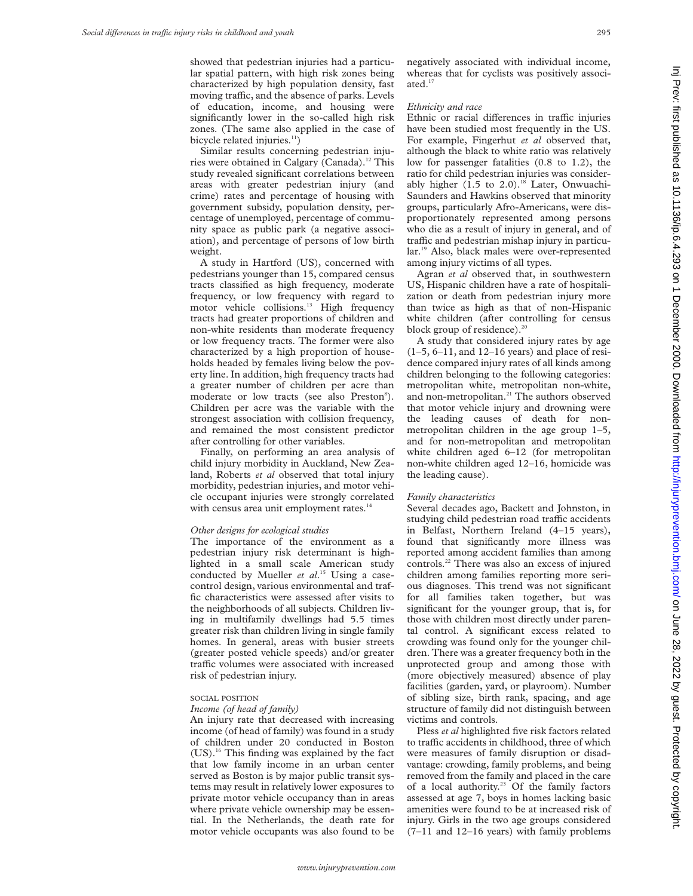showed that pedestrian injuries had a particular spatial pattern, with high risk zones being characterized by high population density, fast moving traffic, and the absence of parks. Levels of education, income, and housing were significantly lower in the so-called high risk zones. (The same also applied in the case of bicycle related injuries.[11])

Similar results concerning pedestrian injuries were obtained in Calgary (Canada).[12] This study revealed significant correlations between areas with greater pedestrian injury (and crime) rates and percentage of housing with government subsidy, population density, percentage of unemployed, percentage of community space as public park (a negative association), and percentage of persons of low birth weight.

A study in Hartford (US), concerned with pedestrians younger than 15, compared census tracts classified as high frequency, moderate frequency, or low frequency with regard to motor vehicle collisions.[13] High frequency tracts had greater proportions of children and non-white residents than moderate frequency or low frequency tracts. The former were also characterized by a high proportion of households headed by females living below the poverty line. In addition, high frequency tracts had a greater number of children per acre than moderate or low tracts (see also Preston[8]). Children per acre was the variable with the strongest association with collision frequency, and remained the most consistent predictor after controlling for other variables.

Finally, on performing an area analysis of child injury morbidity in Auckland, New Zealand, Roberts *et al* observed that total injury morbidity, pedestrian injuries, and motor vehicle occupant injuries were strongly correlated with census area unit employment rates.[14]

### *Other designs for ecological studies*

The importance of the environment as a pedestrian injury risk determinant is highlighted in a small scale American study conducted by Mueller *et al*.[15] Using a case-control design, various environmental and traffic characteristics were assessed after visits to the neighborhoods of all subjects. Children living in multifamily dwellings had 5.5 times greater risk than children living in single family homes. In general, areas with busier streets (greater posted vehicle speeds) and/or greater traffic volumes were associated with increased risk of pedestrian injury.

## SOCIAL POSITION

### *Income (of head of family)*

An injury rate that decreased with increasing income (of head of family) was found in a study of children under 20 conducted in Boston (US).[16] This finding was explained by the fact that low family income in an urban center served as Boston is by major public transit systems may result in relatively lower exposures to private motor vehicle occupancy than in areas where private vehicle ownership may be essential. In the Netherlands, the death rate for motor vehicle occupants was also found to be negatively associated with individual income, whereas that for cyclists was positively associated.[17]

### *Ethnicity and race*

Ethnic or racial differences in traffic injuries have been studied most frequently in the US. For example, Fingerhut *et al* observed that, although the black to white ratio was relatively low for passenger fatalities (0.8 to 1.2), the ratio for child pedestrian injuries was considerably higher (1.5 to 2.0).[18] Later, Onwuachi-Saunders and Hawkins observed that minority groups, particularly Afro-Americans, were disproportionately represented among persons who die as a result of injury in general, and of traffic and pedestrian mishap injury in particular.[19] Also, black males were over-represented among injury victims of all types.

Agran *et al* observed that, in southwestern US, Hispanic children have a rate of hospitalization or death from pedestrian injury more than twice as high as that of non-Hispanic white children (after controlling for census block group of residence).[20]

A study that considered injury rates by age (1–5, 6–11, and 12–16 years) and place of residence compared injury rates of all kinds among children belonging to the following categories: metropolitan white, metropolitan non-white, and non-metropolitan.[21] The authors observed that motor vehicle injury and drowning were the leading causes of death for non-metropolitan children in the age group 1–5, and for non-metropolitan and metropolitan white children aged 6–12 (for metropolitan non-white children aged 12–16, homicide was the leading cause).

### *Family characteristics*

Several decades ago, Backett and Johnston, in studying child pedestrian road traffic accidents in Belfast, Northern Ireland (4–15 years), found that significantly more illness was reported among accident families than among controls.[22] There was also an excess of injured children among families reporting more serious diagnoses. This trend was not significant for all families taken together, but was significant for the younger group, that is, for those with children most directly under parental control. A significant excess related to crowding was found only for the younger children. There was a greater frequency both in the unprotected group and among those with (more objectively measured) absence of play facilities (garden, yard, or playroom). Number of sibling size, birth rank, spacing, and age structure of family did not distinguish between victims and controls.

Pless *et al* highlighted five risk factors related to traffic accidents in childhood, three of which were measures of family disruption or disadvantage: crowding, family problems, and being removed from the family and placed in the care of a local authority.[23] Of the family factors assessed at age 7, boys in homes lacking basic amenities were found to be at increased risk of injury. Girls in the two age groups considered (7–11 and 12–16 years) with family problems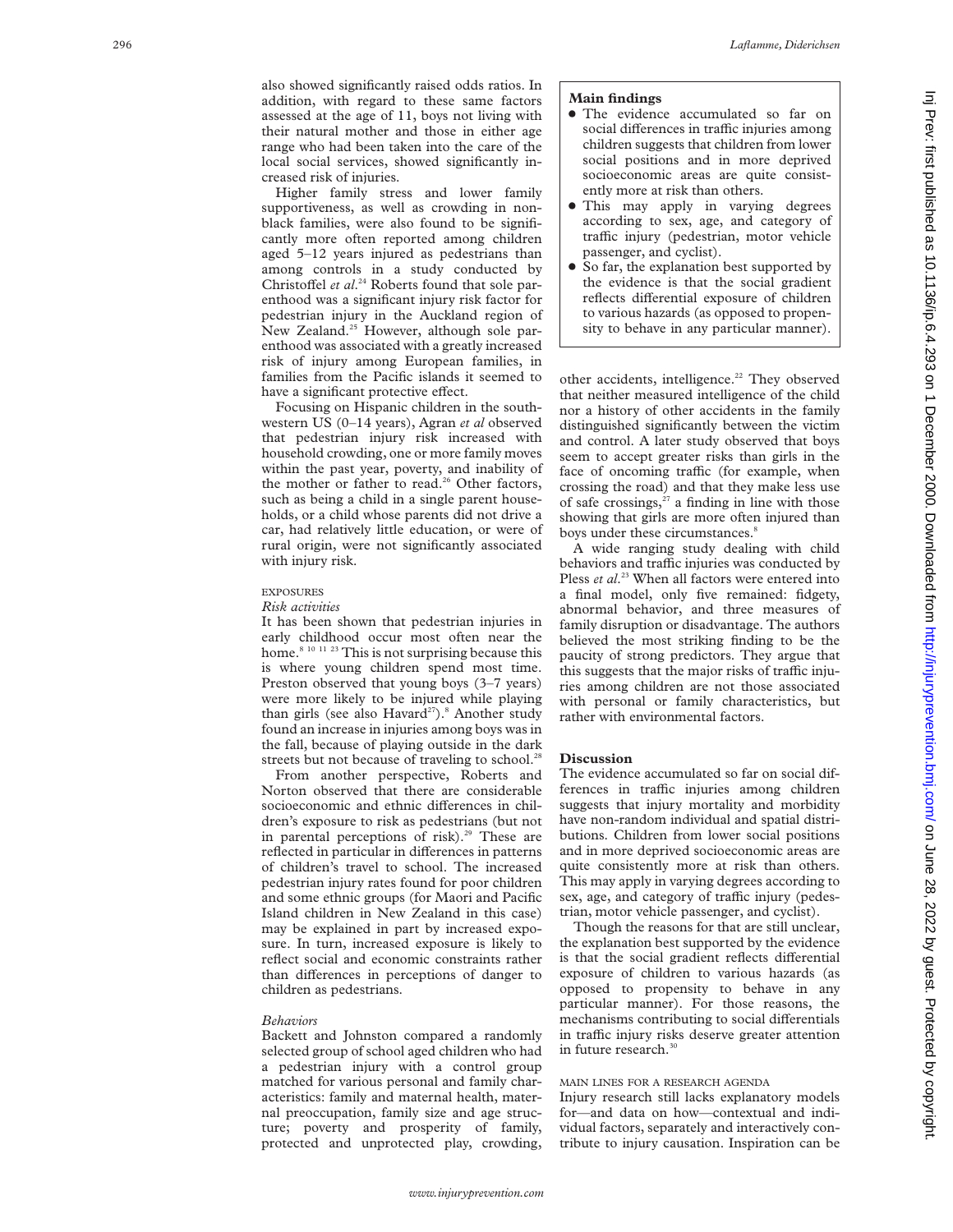also showed significantly raised odds ratios. In addition, with regard to these same factors assessed at the age of 11, boys not living with their natural mother and those in either age range who had been taken into the care of the local social services, showed significantly increased risk of injuries.

Higher family stress and lower family supportiveness, as well as crowding in nonblack families, were also found to be significantly more often reported among children aged 5–12 years injured as pedestrians than among controls in a study conducted by Christoffel *et al*.[24] Roberts found that sole parenthood was a significant injury risk factor for pedestrian injury in the Auckland region of New Zealand.[25] However, although sole parenthood was associated with a greatly increased risk of injury among European families, in families from the Pacific islands it seemed to have a significant protective effect.

Focusing on Hispanic children in the southwestern US (0–14 years), Agran *et al* observed that pedestrian injury risk increased with household crowding, one or more family moves within the past year, poverty, and inability of the mother or father to read.[26] Other factors, such as being a child in a single parent households, or a child whose parents did not drive a car, had relatively little education, or were of rural origin, were not significantly associated with injury risk.

#### EXPOSURES

*Risk activities*

It has been shown that pedestrian injuries in early childhood occur most often near the home.[8 10 11 23] This is not surprising because this is where young children spend most time. Preston observed that young boys (3–7 years) were more likely to be injured while playing than girls (see also Havard[27]).[8] Another study found an increase in injuries among boys was in the fall, because of playing outside in the dark streets but not because of traveling to school.[28]

From another perspective, Roberts and Norton observed that there are considerable socioeconomic and ethnic differences in children's exposure to risk as pedestrians (but not in parental perceptions of risk).[29] These are reflected in particular in differences in patterns of children's travel to school. The increased pedestrian injury rates found for poor children and some ethnic groups (for Maori and Pacific Island children in New Zealand in this case) may be explained in part by increased exposure. In turn, increased exposure is likely to reflect social and economic constraints rather than differences in perceptions of danger to children as pedestrians.

*Behaviors*

Backett and Johnston compared a randomly selected group of school aged children who had a pedestrian injury with a control group matched for various personal and family characteristics: family and maternal health, maternal preoccupation, family size and age structure; poverty and prosperity of family, protected and unprotected play, crowding, other accidents, intelligence.[22] They observed that neither measured intelligence of the child nor a history of other accidents in the family distinguished significantly between the victim and control. A later study observed that boys seem to accept greater risks than girls in the face of oncoming traffic (for example, when crossing the road) and that they make less use of safe crossings,[27] a finding in line with those showing that girls are more often injured than boys under these circumstances.[8]

A wide ranging study dealing with child behaviors and traffic injuries was conducted by Pless *et al*.[23] When all factors were entered into a final model, only five remained: fidgety, abnormal behavior, and three measures of family disruption or disadvantage. The authors believed the most striking finding to be the paucity of strong predictors. They argue that this suggests that the major risks of traffic injuries among children are not those associated with personal or family characteristics, but rather with environmental factors.

> **Main findings**
>
> - The evidence accumulated so far on social differences in traffic injuries among children suggests that children from lower social positions and in more deprived socioeconomic areas are quite consistently more at risk than others.
> - This may apply in varying degrees according to sex, age, and category of traffic injury (pedestrian, motor vehicle passenger, and cyclist).
> - So far, the explanation best supported by the evidence is that the social gradient reflects differential exposure of children to various hazards (as opposed to propensity to behave in any particular manner).

## Discussion

The evidence accumulated so far on social differences in traffic injuries among children suggests that injury mortality and morbidity have non-random individual and spatial distributions. Children from lower social positions and in more deprived socioeconomic areas are quite consistently more at risk than others. This may apply in varying degrees according to sex, age, and category of traffic injury (pedestrian, motor vehicle passenger, and cyclist).

Though the reasons for that are still unclear, the explanation best supported by the evidence is that the social gradient reflects differential exposure of children to various hazards (as opposed to propensity to behave in any particular manner). For those reasons, the mechanisms contributing to social differentials in traffic injury risks deserve greater attention in future research.[30]

#### MAIN LINES FOR A RESEARCH AGENDA

Injury research still lacks explanatory models for—and data on how—contextual and individual factors, separately and interactively contribute to injury causation. Inspiration can be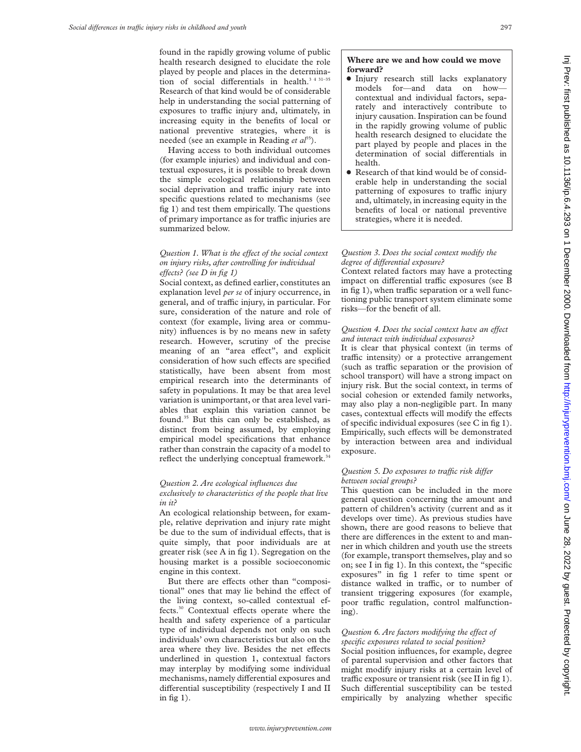found in the rapidly growing volume of public health research designed to elucidate the role played by people and places in the determination of social differentials in health.[3 4 31–35] Research of that kind would be of considerable help in understanding the social patterning of exposures to traffic injury and, ultimately, in increasing equity in the benefits of local or national preventive strategies, where it is needed (see an example in Reading *et al*[35]).

Having access to both individual outcomes (for example injuries) and individual and contextual exposures, it is possible to break down the simple ecological relationship between social deprivation and traffic injury rate into specific questions related to mechanisms (see fig 1) and test them empirically. The questions of primary importance as for traffic injuries are summarized below.

*Question 1. What is the effect of the social context on injury risks, after controlling for individual effects? (see D in fig 1)*

Social context, as defined earlier, constitutes an explanation level *per se* of injury occurrence, in general, and of traffic injury, in particular. For sure, consideration of the nature and role of context (for example, living area or community) influences is by no means new in safety research. However, scrutiny of the precise meaning of an "area effect", and explicit consideration of how such effects are specified statistically, have been absent from most empirical research into the determinants of safety in populations. It may be that area level variation is unimportant, or that area level variables that explain this variation cannot be found.[35] But this can only be established, as distinct from being assumed, by employing empirical model specifications that enhance rather than constrain the capacity of a model to reflect the underlying conceptual framework.[34]

*Question 2. Are ecological influences due exclusively to characteristics of the people that live in it?*

An ecological relationship between, for example, relative deprivation and injury rate might be due to the sum of individual effects, that is quite simply, that poor individuals are at greater risk (see A in fig 1). Segregation on the housing market is a possible socioeconomic engine in this context.

But there are effects other than "compositional" ones that may lie behind the effect of the living context, so-called contextual effects.[30] Contextual effects operate where the health and safety experience of a particular type of individual depends not only on such individuals' own characteristics but also on the area where they live. Besides the net effects underlined in question 1, contextual factors may interplay by modifying some individual mechanisms, namely differential exposures and differential susceptibility (respectively I and II in fig 1).

**Where are we and how could we move forward?**

- Injury research still lacks explanatory models for—and data on how—contextual and individual factors, separately and interactively contribute to injury causation. Inspiration can be found in the rapidly growing volume of public health research designed to elucidate the part played by people and places in the determination of social differentials in health.
- Research of that kind would be of considerable help in understanding the social patterning of exposures to traffic injury and, ultimately, in increasing equity in the benefits of local or national preventive strategies, where it is needed.

*Question 3. Does the social context modify the degree of differential exposure?*

Context related factors may have a protecting impact on differential traffic exposures (see B in fig 1), when traffic separation or a well functioning public transport system eliminate some risks—for the benefit of all.

*Question 4. Does the social context have an effect and interact with individual exposures?*

It is clear that physical context (in terms of traffic intensity) or a protective arrangement (such as traffic separation or the provision of school transport) will have a strong impact on injury risk. But the social context, in terms of social cohesion or extended family networks, may also play a non-negligible part. In many cases, contextual effects will modify the effects of specific individual exposures (see C in fig 1). Empirically, such effects will be demonstrated by interaction between area and individual exposure.

*Question 5. Do exposures to traffic risk differ between social groups?*

This question can be included in the more general question concerning the amount and pattern of children's activity (current and as it develops over time). As previous studies have shown, there are good reasons to believe that there are differences in the extent to and manner in which children and youth use the streets (for example, transport themselves, play and so on; see I in fig 1). In this context, the "specific exposures" in fig 1 refer to time spent or distance walked in traffic, or to number of transient triggering exposures (for example, poor traffic regulation, control malfunctioning).

*Question 6. Are factors modifying the effect of specific exposures related to social position?*

Social position influences, for example, degree of parental supervision and other factors that might modify injury risks at a certain level of traffic exposure or transient risk (see II in fig 1). Such differential susceptibility can be tested empirically by analyzing whether specific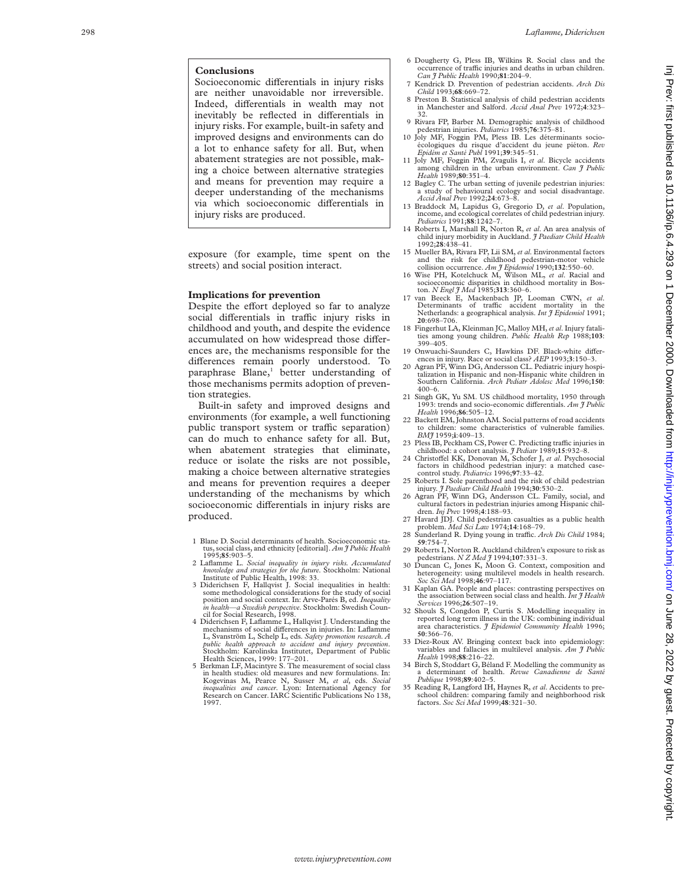## Conclusions

Socioeconomic differentials in injury risks are neither unavoidable nor irreversible. Indeed, differentials in wealth may not inevitably be reflected in differentials in injury risks. For example, built-in safety and improved designs and environments can do a lot to enhance safety for all. But, when abatement strategies are not possible, making a choice between alternative strategies and means for prevention may require a deeper understanding of the mechanisms via which socioeconomic differentials in injury risks are produced.

exposure (for example, time spent on the streets) and social position interact.

### Implications for prevention

Despite the effort deployed so far to analyze social differentials in traffic injury risks in childhood and youth, and despite the evidence accumulated on how widespread those differences are, the mechanisms responsible for the differences remain poorly understood. To paraphrase Blane,[1] better understanding of those mechanisms permits adoption of prevention strategies.

Built-in safety and improved designs and environments (for example, a well functioning public transport system or traffic separation) can do much to enhance safety for all. But, when abatement strategies that eliminate, reduce or isolate the risks are not possible, making a choice between alternative strategies and means for prevention requires a deeper understanding of the mechanisms by which socioeconomic differentials in injury risks are produced.

1 Blane D. Social determinants of health. Socioeconomic status, social class, and ethnicity [editorial]. *Am J Public Health* 1995;**85**:903–5.
2 Laflamme L. *Social inequality in injury risks. Accumulated knowledge and strategies for the future*. Stockholm: National Institute of Public Health, 1998: 33.
3 Diderichsen F, Hallqvist J. Social inequalities in health: some methodological considerations for the study of social position and social context. In: Arve-Parés B, ed. *Inequality in health—a Swedish perspective*. Stockholm: Swedish Council for Social Research, 1998.
4 Diderichsen F, Laflamme L, Hallqvist J. Understanding the mechanisms of social differences in injuries. In: Laflamme L, Svanström L, Schelp L, eds. *Safety promotion research. A public health approach to accident and injury prevention*. Stockholm: Karolinska Institutet, Department of Public Health Sciences, 1999: 177–201.
5 Berkman LF, Macintyre S. The measurement of social class in health studies: old measures and new formulations. In: Kogevinas M, Pearce N, Susser M, *et al*, eds. *Social inequalities and cancer*. Lyon: International Agency for Research on Cancer. IARC Scientific Publications No 138, 1997.
6 Dougherty G, Pless IB, Wilkins R. Social class and the occurrence of traffic injuries and deaths in urban children. *Can J Public Health* 1990;**81**:204–9.
7 Kendrick D. Prevention of pedestrian accidents. *Arch Dis Child* 1993;**68**:669–72.
8 Preston B. Statistical analysis of child pedestrian accidents in Manchester and Salford. *Accid Anal Prev* 1972;**4**:323–32.
9 Rivara FP, Barber M. Demographic analysis of childhood pedestrian injuries. *Pediatrics* 1985;**76**:375–81.
10 Joly MF, Foggin PM, Pless IB. Les déterminants socio-écologiques du risque d'accident du jeune piéton. *Rev Epidém et Santé Publ* 1991;**39**:345–51.
11 Joly MF, Foggin PM, Zvagulis I, *et al*. Bicycle accidents among children in the urban environment. *Can J Public Health* 1989;**80**:351–4.
12 Bagley C. The urban setting of juvenile pedestrian injuries: a study of behavioural ecology and social disadvantage. *Accid Anal Prev* 1992;**24**:673–8.
13 Braddock M, Lapidus G, Gregorio D, *et al*. Population, income, and ecological correlates of child pedestrian injury. *Pediatrics* 1991;**88**:1242–7.
14 Roberts I, Marshall R, Norton R, *et al*. An area analysis of child injury morbidity in Auckland. *J Paediatr Child Health* 1992;**28**:438–41.
15 Mueller BA, Rivara FP, Lii SM, *et al*. Environmental factors and the risk for childhood pedestrian-motor vehicle collision occurrence. *Am J Epidemiol* 1990;**132**:550–60.
16 Wise PH, Kotelchuck M, Wilson ML, *et al*. Racial and socioeconomic disparities in childhood mortality in Boston. *N Engl J Med* 1985;**313**:360–6.
17 van Beeck E, Mackenbach JP, Looman CWN, *et al*. Determinants of traffic accident mortality in the Netherlands: a geographical analysis. *Int J Epidemiol* 1991; **20**:698–706.
18 Fingerhut LA, Kleinman JC, Malloy MH, *et al*. Injury fatalities among young children. *Public Health Rep* 1988;**103**: 399–405.
19 Onwuachi-Saunders C, Hawkins DF. Black-white differences in injury. Race or social class? *AEP* 1993;**3**:150–3.
20 Agran PF, Winn DG, Andersson CL. Pediatric injury hospitalization in Hispanic and non-Hispanic white children in Southern California. *Arch Pediatr Adolesc Med* 1996;**150**: 400–6.
21 Singh GK, Yu SM. US childhood mortality, 1950 through 1993: trends and socio-economic differentials. *Am J Public Health* 1996;**86**:505–12.
22 Backett EM, Johnston AM. Social patterns of road accidents to children: some characteristics of vulnerable families. *BMJ* 1959;**i**:409–13.
23 Pless IB, Peckham CS, Power C. Predicting traffic injuries in childhood: a cohort analysis. *J Pediatr* 1989;**15**:932–8.
24 Christoffel KK, Donovan M, Schofer J, *et al*. Psychosocial factors in childhood pedestrian injury: a matched case-control study. *Pediatrics* 1996;**97**:33–42.
25 Roberts I. Sole parenthood and the risk of child pedestrian injury. *J Paediatr Child Health* 1994;**30**:530–2.
26 Agran PF, Winn DG, Andersson CL. Family, social, and cultural factors in pedestrian injuries among Hispanic children. *Inj Prev* 1998;**4**:188–93.
27 Havard JDJ. Child pedestrian casualties as a public health problem. *Med Sci Law* 1974;**14**:168–79.
28 Sunderland R. Dying young in traffic. *Arch Dis Child* 1984; **59**:754–7.
29 Roberts I, Norton R. Auckland children's exposure to risk as pedestrians. *N Z Med J* 1994;**107**:331–3.
30 Duncan C, Jones K, Moon G. Context, composition and heterogeneity: using multilevel models in health research. *Soc Sci Med* 1998;**46**:97–117.
31 Kaplan GA. People and places: contrasting perspectives on the association between social class and health. *Int J Health Services* 1996;**26**:507–19.
32 Shouls S, Congdon P, Curtis S. Modelling inequality in reported long term illness in the UK: combining individual area characteristics. *J Epidemiol Community Health* 1996; **50**:366–76.
33 Diez-Roux AV. Bringing context back into epidemiology: variables and fallacies in multilevel analysis. *Am J Public Health* 1998;**88**:216–22.
34 Birch S, Stoddart G, Béland F. Modelling the community as a determinant of health. *Revue Canadienne de Santé Publique* 1998;**89**:402–5.
35 Reading R, Langford IH, Haynes R, *et al*. Accidents to preschool children: comparing family and neighborhood risk factors. *Soc Sci Med* 1999;**48**:321–30.